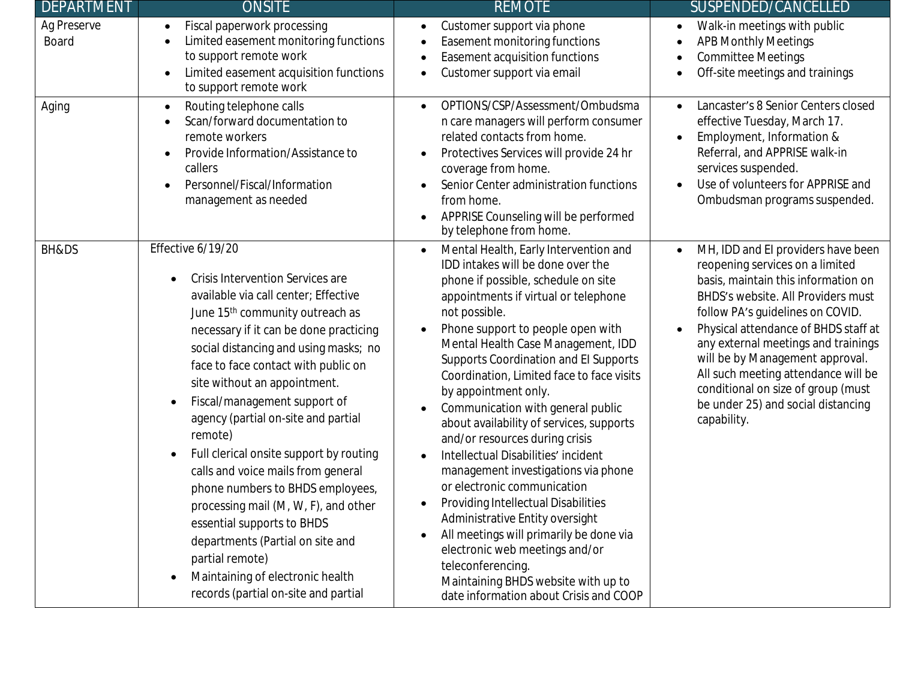| DEPARTMENT | ONSITE | REMOTE | SUSPENDED/CANCELLED |
|---|---|---|---|
| Ag Preserve Board | • Fiscal paperwork processing<br>• Limited easement monitoring functions to support remote work<br>• Limited easement acquisition functions to support remote work | • Customer support via phone<br>• Easement monitoring functions<br>• Easement acquisition functions<br>• Customer support via email | • Walk-in meetings with public<br>• APB Monthly Meetings<br>• Committee Meetings<br>• Off-site meetings and trainings |
| Aging | • Routing telephone calls<br>• Scan/forward documentation to remote workers<br>• Provide Information/Assistance to callers<br>• Personnel/Fiscal/Information management as needed | • OPTIONS/CSP/Assessment/Ombudsman care managers will perform consumer related contacts from home.<br>• Protectives Services will provide 24 hr coverage from home.<br>• Senior Center administration functions from home.<br>• APPRISE Counseling will be performed by telephone from home. | • Lancaster's 8 Senior Centers closed effective Tuesday, March 17.<br>• Employment, Information & Referral, and APPRISE walk-in services suspended.<br>• Use of volunteers for APPRISE and Ombudsman programs suspended. |
| BH&DS | Effective 6/19/20<br>• Crisis Intervention Services are available via call center; Effective June 15th community outreach as necessary if it can be done practicing social distancing and using masks; no face to face contact with public on site without an appointment.<br>• Fiscal/management support of agency (partial on-site and partial remote)<br>• Full clerical onsite support by routing calls and voice mails from general phone numbers to BHDS employees, processing mail (M, W, F), and other essential supports to BHDS departments (Partial on site and partial remote)<br>• Maintaining of electronic health records (partial on-site and partial | • Mental Health, Early Intervention and IDD intakes will be done over the phone if possible, schedule on site appointments if virtual or telephone not possible.<br>• Phone support to people open with Mental Health Case Management, IDD Supports Coordination and EI Supports Coordination, Limited face to face visits by appointment only.<br>• Communication with general public about availability of services, supports and/or resources during crisis<br>• Intellectual Disabilities' incident management investigations via phone or electronic communication<br>• Providing Intellectual Disabilities Administrative Entity oversight<br>• All meetings will primarily be done via electronic web meetings and/or teleconferencing. Maintaining BHDS website with up to date information about Crisis and COOP | • MH, IDD and EI providers have been reopening services on a limited basis, maintain this information on BHDS's website. All Providers must follow PA's guidelines on COVID.<br>• Physical attendance of BHDS staff at any external meetings and trainings will be by Management approval. All such meeting attendance will be conditional on size of group (must be under 25) and social distancing capability. |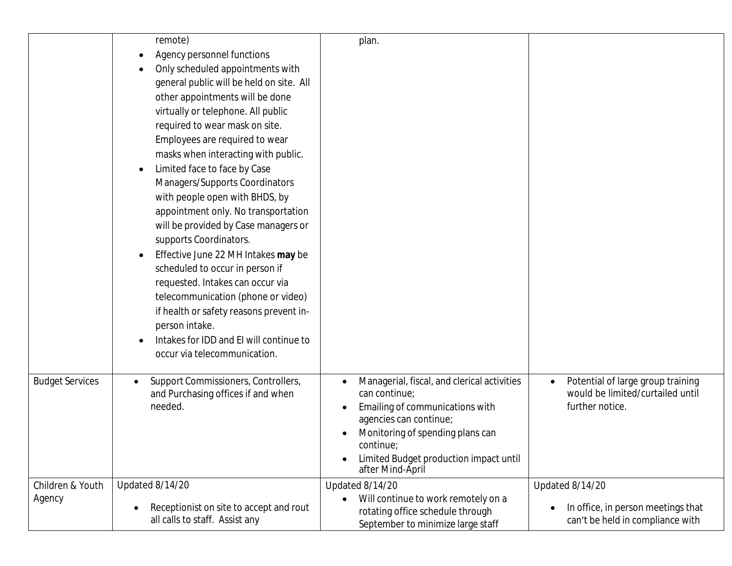| | | | |
|---|---|---|---|
| | remote)<br>• Agency personnel functions<br>• Only scheduled appointments with general public will be held on site. All other appointments will be done virtually or telephone. All public required to wear mask on site. Employees are required to wear masks when interacting with public.<br>• Limited face to face by Case Managers/Supports Coordinators with people open with BHDS, by appointment only. No transportation will be provided by Case managers or supports Coordinators.<br>• Effective June 22 MH Intakes **may** be scheduled to occur in person if requested. Intakes can occur via telecommunication (phone or video) if health or safety reasons prevent in-person intake.<br>• Intakes for IDD and EI will continue to occur via telecommunication. | plan. | |
| Budget Services | • Support Commissioners, Controllers, and Purchasing offices if and when needed. | • Managerial, fiscal, and clerical activities can continue;<br>• Emailing of communications with agencies can continue;<br>• Monitoring of spending plans can continue;<br>• Limited Budget production impact until after Mind-April | • Potential of large group training would be limited/curtailed until further notice. |
| Children & Youth Agency | Updated 8/14/20<br>• Receptionist on site to accept and rout all calls to staff. Assist any | Updated 8/14/20<br>• Will continue to work remotely on a rotating office schedule through September to minimize large staff | Updated 8/14/20<br>• In office, in person meetings that can't be held in compliance with |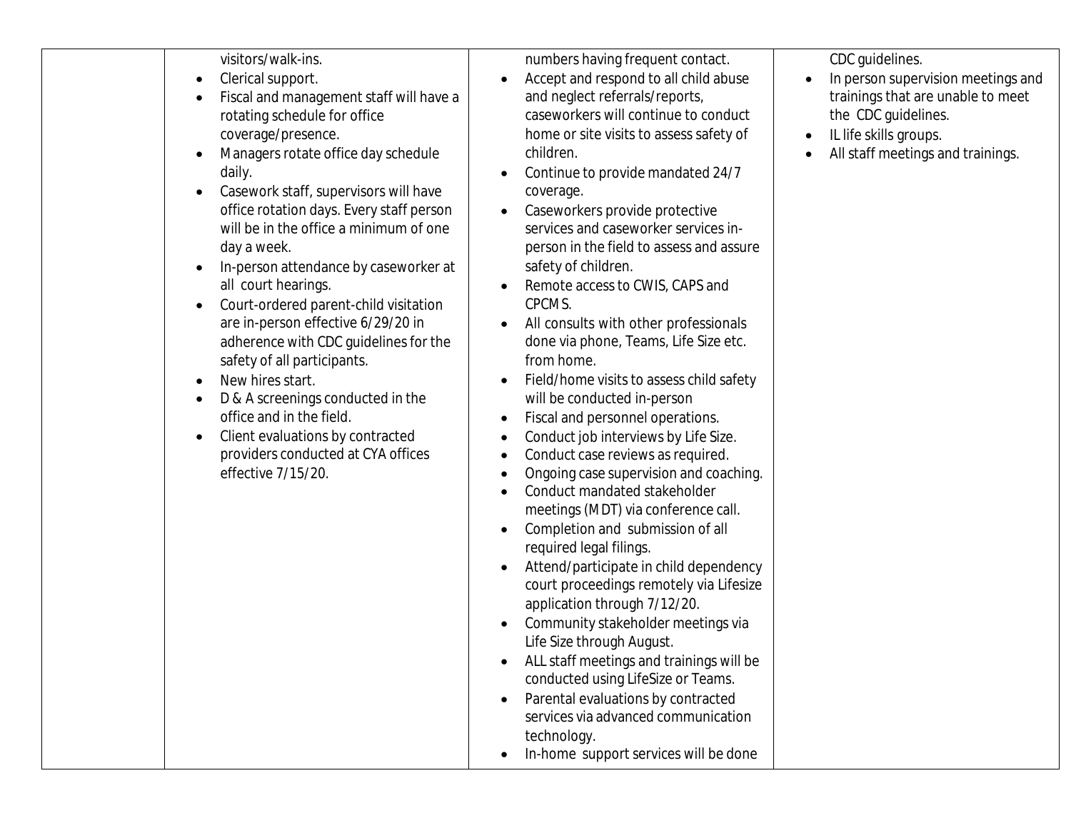| | | | |
|---|---|---|---|
| | visitors/walk-ins.<br>• Clerical support.<br>• Fiscal and management staff will have a rotating schedule for office coverage/presence.<br>• Managers rotate office day schedule daily.<br>• Casework staff, supervisors will have office rotation days. Every staff person will be in the office a minimum of one day a week.<br>• In-person attendance by caseworker at all court hearings.<br>• Court-ordered parent-child visitation are in-person effective 6/29/20 in adherence with CDC guidelines for the safety of all participants.<br>• New hires start.<br>• D & A screenings conducted in the office and in the field.<br>• Client evaluations by contracted providers conducted at CYA offices effective 7/15/20. | numbers having frequent contact.<br>• Accept and respond to all child abuse and neglect referrals/reports, caseworkers will continue to conduct home or site visits to assess safety of children.<br>• Continue to provide mandated 24/7 coverage.<br>• Caseworkers provide protective services and caseworker services in-person in the field to assess and assure safety of children.<br>• Remote access to CWIS, CAPS and CPCMS.<br>• All consults with other professionals done via phone, Teams, Life Size etc. from home.<br>• Field/home visits to assess child safety will be conducted in-person<br>• Fiscal and personnel operations.<br>• Conduct job interviews by Life Size.<br>• Conduct case reviews as required.<br>• Ongoing case supervision and coaching.<br>• Conduct mandated stakeholder meetings (MDT) via conference call.<br>• Completion and submission of all required legal filings.<br>• Attend/participate in child dependency court proceedings remotely via Lifesize application through 7/12/20.<br>• Community stakeholder meetings via Life Size through August.<br>• ALL staff meetings and trainings will be conducted using LifeSize or Teams.<br>• Parental evaluations by contracted services via advanced communication technology.<br>• In-home support services will be done | CDC guidelines.<br>• In person supervision meetings and trainings that are unable to meet the CDC guidelines.<br>• IL life skills groups.<br>• All staff meetings and trainings. |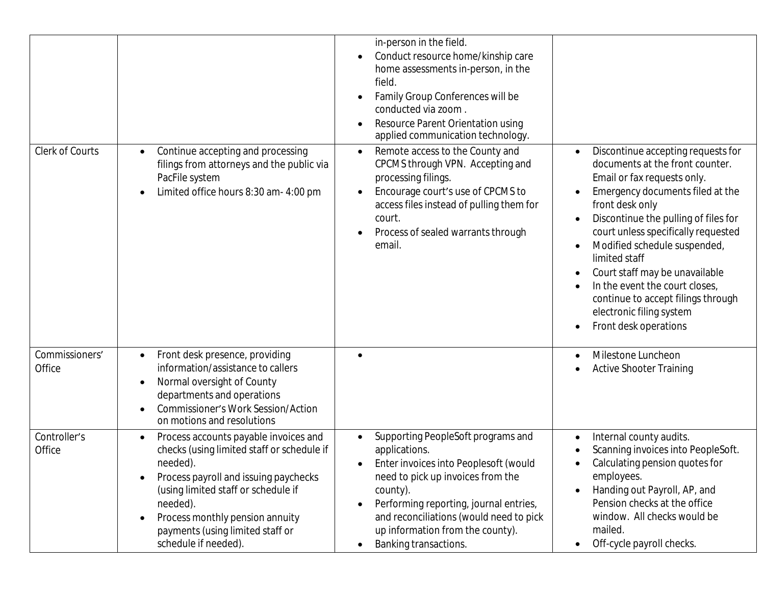| | | | |
|---|---|---|---|
| | | • in-person in the field.<br>• Conduct resource home/kinship care home assessments in-person, in the field.<br>• Family Group Conferences will be conducted via zoom .<br>• Resource Parent Orientation using applied communication technology. | |
| Clerk of Courts | • Continue accepting and processing filings from attorneys and the public via PacFile system<br>• Limited office hours 8:30 am- 4:00 pm | • Remote access to the County and CPCMS through VPN. Accepting and processing filings.<br>• Encourage court's use of CPCMS to access files instead of pulling them for court.<br>• Process of sealed warrants through email. | • Discontinue accepting requests for documents at the front counter. Email or fax requests only.<br>• Emergency documents filed at the front desk only<br>• Discontinue the pulling of files for court unless specifically requested<br>• Modified schedule suspended, limited staff<br>• Court staff may be unavailable<br>• In the event the court closes, continue to accept filings through electronic filing system<br>• Front desk operations |
| Commissioners' Office | • Front desk presence, providing information/assistance to callers<br>• Normal oversight of County departments and operations<br>• Commissioner's Work Session/Action on motions and resolutions | • | • Milestone Luncheon<br>• Active Shooter Training |
| Controller's Office | • Process accounts payable invoices and checks (using limited staff or schedule if needed).<br>• Process payroll and issuing paychecks (using limited staff or schedule if needed).<br>• Process monthly pension annuity payments (using limited staff or schedule if needed). | • Supporting PeopleSoft programs and applications.<br>• Enter invoices into Peoplesoft (would need to pick up invoices from the county).<br>• Performing reporting, journal entries, and reconciliations (would need to pick up information from the county).<br>• Banking transactions. | • Internal county audits.<br>• Scanning invoices into PeopleSoft.<br>• Calculating pension quotes for employees.<br>• Handing out Payroll, AP, and Pension checks at the office window. All checks would be mailed.<br>• Off-cycle payroll checks. |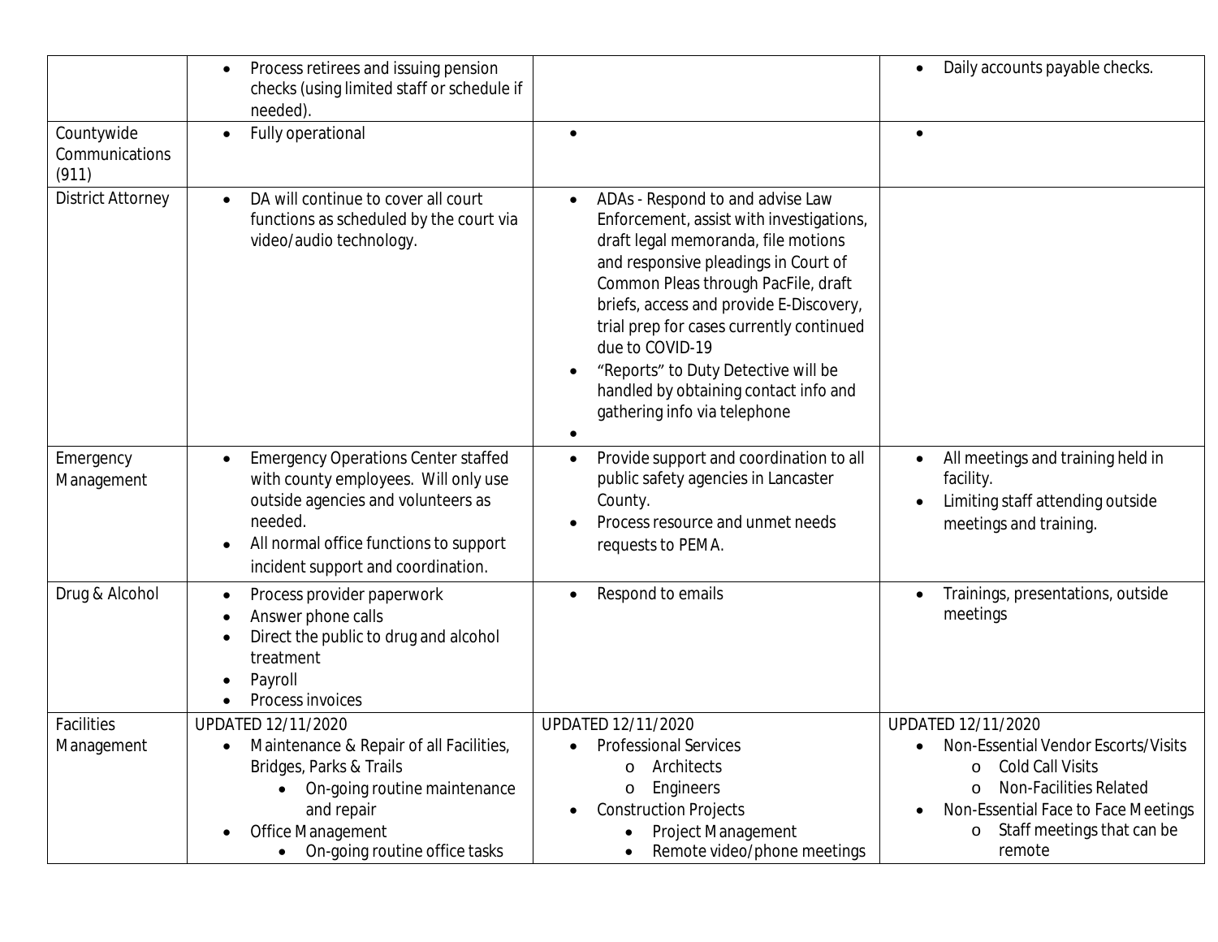| | | | |
|---|---|---|---|
| | • Process retirees and issuing pension checks (using limited staff or schedule if needed). | | • Daily accounts payable checks. |
| Countywide Communications (911) | • Fully operational | • | • |
| District Attorney | • DA will continue to cover all court functions as scheduled by the court via video/audio technology. | • ADAs - Respond to and advise Law Enforcement, assist with investigations, draft legal memoranda, file motions and responsive pleadings in Court of Common Pleas through PacFile, draft briefs, access and provide E-Discovery, trial prep for cases currently continued due to COVID-19<br>• "Reports" to Duty Detective will be handled by obtaining contact info and gathering info via telephone<br>• | |
| Emergency Management | • Emergency Operations Center staffed with county employees. Will only use outside agencies and volunteers as needed.<br>• All normal office functions to support incident support and coordination. | • Provide support and coordination to all public safety agencies in Lancaster County.<br>• Process resource and unmet needs requests to PEMA. | • All meetings and training held in facility.<br>• Limiting staff attending outside meetings and training. |
| Drug & Alcohol | • Process provider paperwork<br>• Answer phone calls<br>• Direct the public to drug and alcohol treatment<br>• Payroll<br>• Process invoices | • Respond to emails | • Trainings, presentations, outside meetings |
| Facilities Management | UPDATED 12/11/2020<br>• Maintenance & Repair of all Facilities, Bridges, Parks & Trails<br>&nbsp;&nbsp;&nbsp;&nbsp;• On-going routine maintenance and repair<br>• Office Management<br>&nbsp;&nbsp;&nbsp;&nbsp;• On-going routine office tasks | UPDATED 12/11/2020<br>• Professional Services<br>&nbsp;&nbsp;&nbsp;&nbsp;o Architects<br>&nbsp;&nbsp;&nbsp;&nbsp;o Engineers<br>• Construction Projects<br>&nbsp;&nbsp;&nbsp;&nbsp;• Project Management<br>&nbsp;&nbsp;&nbsp;&nbsp;• Remote video/phone meetings | UPDATED 12/11/2020<br>• Non-Essential Vendor Escorts/Visits<br>&nbsp;&nbsp;&nbsp;&nbsp;o Cold Call Visits<br>&nbsp;&nbsp;&nbsp;&nbsp;o Non-Facilities Related<br>• Non-Essential Face to Face Meetings<br>&nbsp;&nbsp;&nbsp;&nbsp;o Staff meetings that can be remote |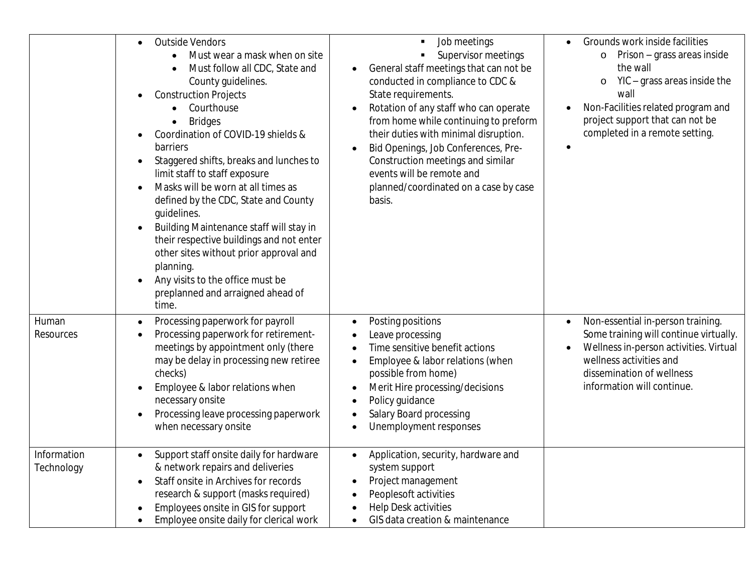| | | | |
|---|---|---|---|
| | • Outside Vendors<br>  • Must wear a mask when on site<br>  • Must follow all CDC, State and County guidelines.<br>• Construction Projects<br>  • Courthouse<br>  • Bridges<br>• Coordination of COVID-19 shields & barriers<br>• Staggered shifts, breaks and lunches to limit staff to staff exposure<br>• Masks will be worn at all times as defined by the CDC, State and County guidelines.<br>• Building Maintenance staff will stay in their respective buildings and not enter other sites without prior approval and planning.<br>• Any visits to the office must be preplanned and arraigned ahead of time. | ▪ Job meetings<br>▪ Supervisor meetings<br>• General staff meetings that can not be conducted in compliance to CDC & State requirements.<br>• Rotation of any staff who can operate from home while continuing to preform their duties with minimal disruption.<br>• Bid Openings, Job Conferences, Pre-Construction meetings and similar events will be remote and planned/coordinated on a case by case basis. | • Grounds work inside facilities<br>  o Prison – grass areas inside the wall<br>  o YIC – grass areas inside the wall<br>• Non-Facilities related program and project support that can not be completed in a remote setting.<br>• |
| Human Resources | • Processing paperwork for payroll<br>• Processing paperwork for retirement-meetings by appointment only (there may be delay in processing new retiree checks)<br>• Employee & labor relations when necessary onsite<br>• Processing leave processing paperwork when necessary onsite | • Posting positions<br>• Leave processing<br>• Time sensitive benefit actions<br>• Employee & labor relations (when possible from home)<br>• Merit Hire processing/decisions<br>• Policy guidance<br>• Salary Board processing<br>• Unemployment responses | • Non-essential in-person training. Some training will continue virtually.<br>• Wellness in-person activities. Virtual wellness activities and dissemination of wellness information will continue. |
| Information Technology | • Support staff onsite daily for hardware & network repairs and deliveries<br>• Staff onsite in Archives for records research & support (masks required)<br>• Employees onsite in GIS for support<br>• Employee onsite daily for clerical work | • Application, security, hardware and system support<br>• Project management<br>• Peoplesoft activities<br>• Help Desk activities<br>• GIS data creation & maintenance | |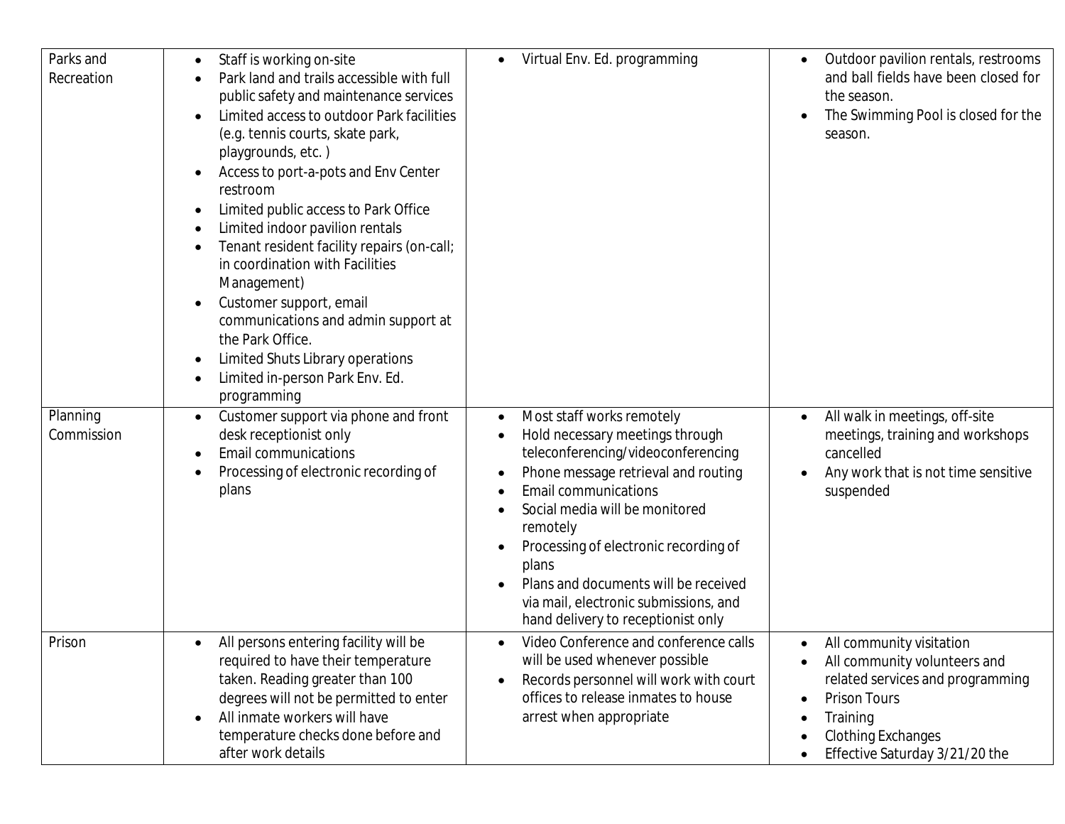| | | | |
|---|---|---|---|
| Parks and Recreation | • Staff is working on-site<br>• Park land and trails accessible with full public safety and maintenance services<br>• Limited access to outdoor Park facilities (e.g. tennis courts, skate park, playgrounds, etc. )<br>• Access to port-a-pots and Env Center restroom<br>• Limited public access to Park Office<br>• Limited indoor pavilion rentals<br>• Tenant resident facility repairs (on-call; in coordination with Facilities Management)<br>• Customer support, email communications and admin support at the Park Office.<br>• Limited Shuts Library operations<br>• Limited in-person Park Env. Ed. programming | • Virtual Env. Ed. programming | • Outdoor pavilion rentals, restrooms and ball fields have been closed for the season.<br>• The Swimming Pool is closed for the season. |
| Planning Commission | • Customer support via phone and front desk receptionist only<br>• Email communications<br>• Processing of electronic recording of plans | • Most staff works remotely<br>• Hold necessary meetings through teleconferencing/videoconferencing<br>• Phone message retrieval and routing<br>• Email communications<br>• Social media will be monitored remotely<br>• Processing of electronic recording of plans<br>• Plans and documents will be received via mail, electronic submissions, and hand delivery to receptionist only | • All walk in meetings, off-site meetings, training and workshops cancelled<br>• Any work that is not time sensitive suspended |
| Prison | • All persons entering facility will be required to have their temperature taken. Reading greater than 100 degrees will not be permitted to enter<br>• All inmate workers will have temperature checks done before and after work details | • Video Conference and conference calls will be used whenever possible<br>• Records personnel will work with court offices to release inmates to house arrest when appropriate | • All community visitation<br>• All community volunteers and related services and programming<br>• Prison Tours<br>• Training<br>• Clothing Exchanges<br>• Effective Saturday 3/21/20 the |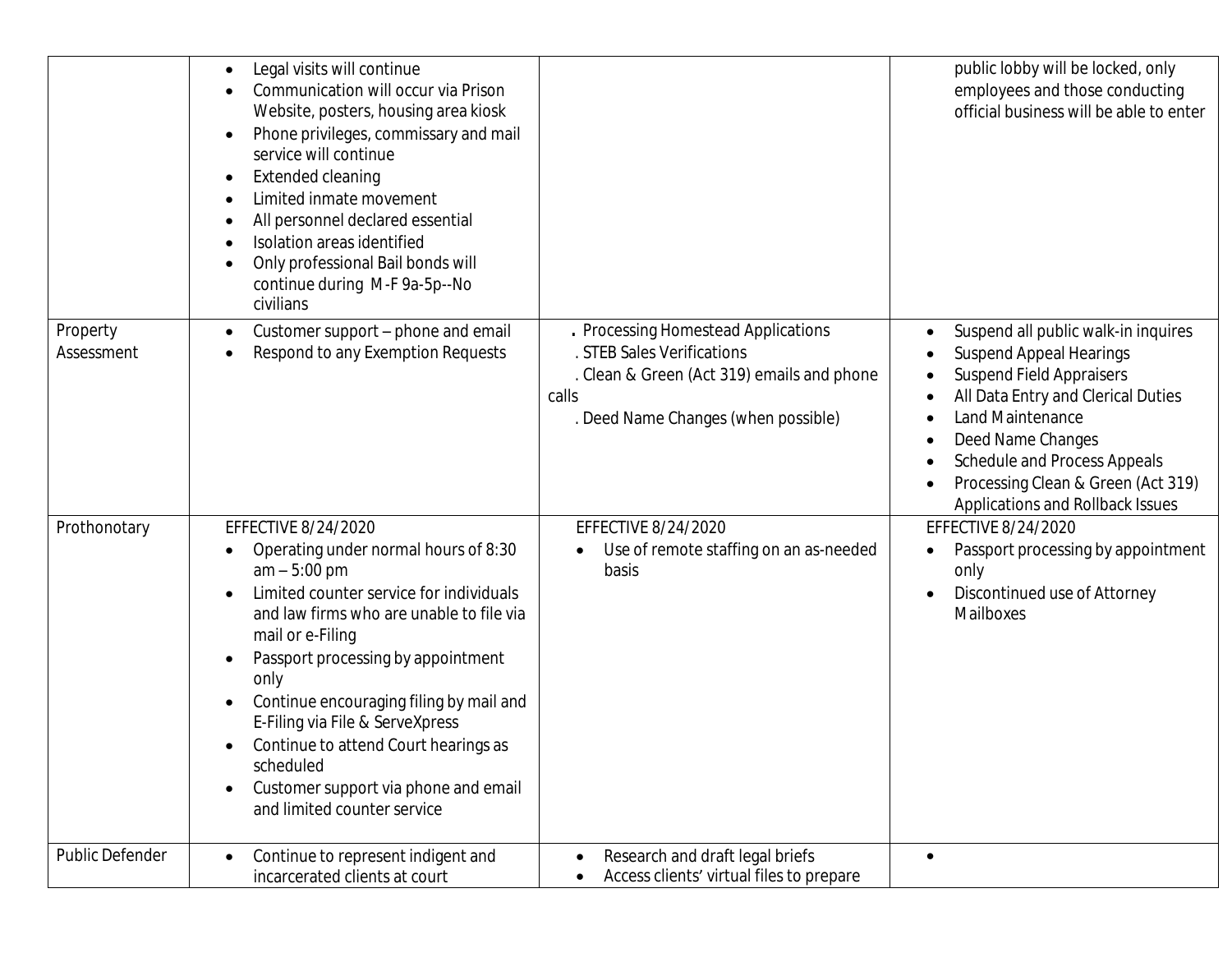| | | | |
|---|---|---|---|
| | • Legal visits will continue<br>• Communication will occur via Prison Website, posters, housing area kiosk<br>• Phone privileges, commissary and mail service will continue<br>• Extended cleaning<br>• Limited inmate movement<br>• All personnel declared essential<br>• Isolation areas identified<br>• Only professional Bail bonds will continue during M-F 9a-5p--No civilians | | public lobby will be locked, only employees and those conducting official business will be able to enter |
| Property Assessment | • Customer support – phone and email<br>• Respond to any Exemption Requests | . Processing Homestead Applications<br>. STEB Sales Verifications<br>. Clean & Green (Act 319) emails and phone calls<br>. Deed Name Changes (when possible) | • Suspend all public walk-in inquires<br>• Suspend Appeal Hearings<br>• Suspend Field Appraisers<br>• All Data Entry and Clerical Duties<br>• Land Maintenance<br>• Deed Name Changes<br>• Schedule and Process Appeals<br>• Processing Clean & Green (Act 319) Applications and Rollback Issues |
| Prothonotary | EFFECTIVE 8/24/2020<br>• Operating under normal hours of 8:30 am – 5:00 pm<br>• Limited counter service for individuals and law firms who are unable to file via mail or e-Filing<br>• Passport processing by appointment only<br>• Continue encouraging filing by mail and E-Filing via File & ServeXpress<br>• Continue to attend Court hearings as scheduled<br>• Customer support via phone and email and limited counter service | EFFECTIVE 8/24/2020<br>• Use of remote staffing on an as-needed basis | EFFECTIVE 8/24/2020<br>• Passport processing by appointment only<br>• Discontinued use of Attorney Mailboxes |
| Public Defender | • Continue to represent indigent and incarcerated clients at court | • Research and draft legal briefs<br>• Access clients' virtual files to prepare | • |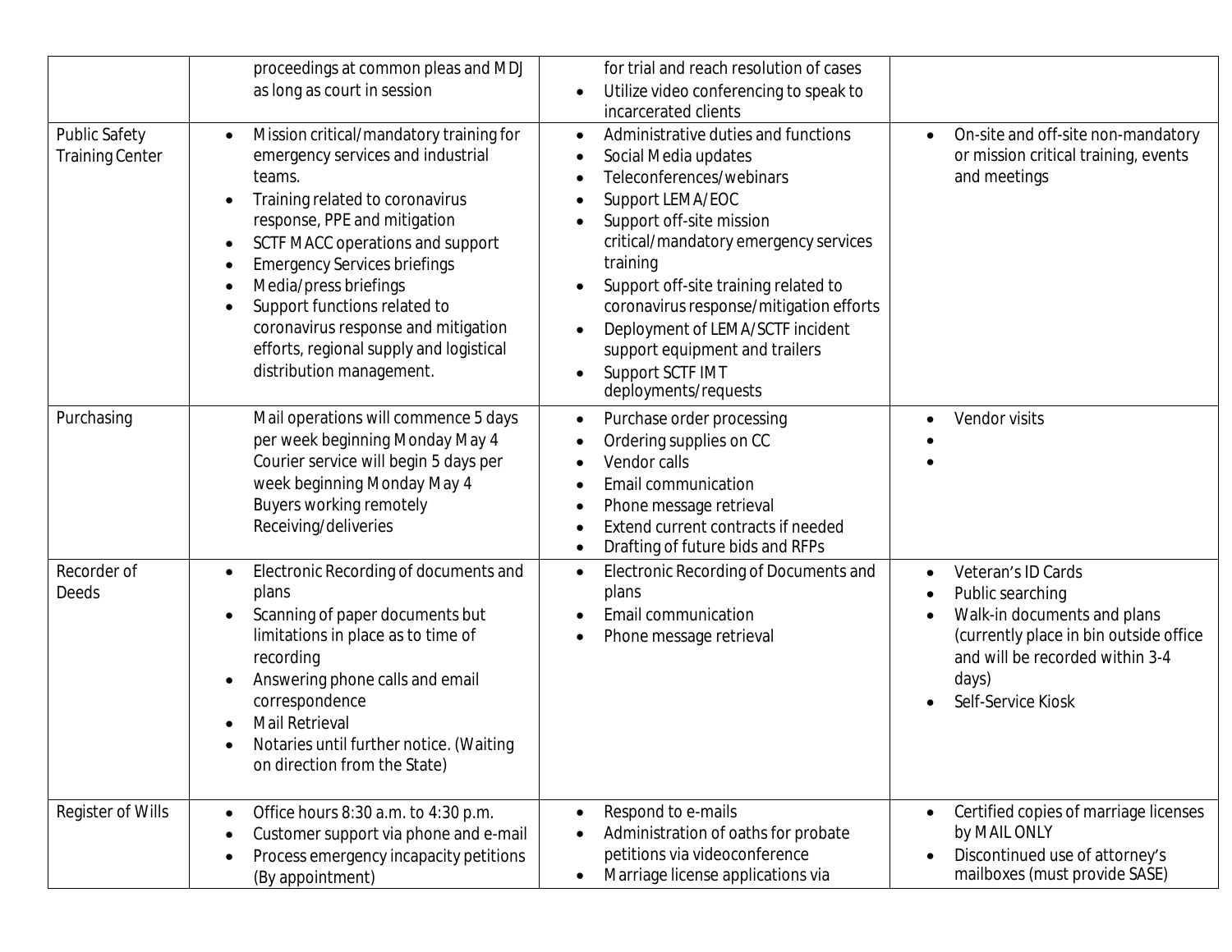| | | | |
|---|---|---|---|
| | proceedings at common pleas and MDJ as long as court in session | for trial and reach resolution of cases<br>• Utilize video conferencing to speak to incarcerated clients | |
| Public Safety Training Center | • Mission critical/mandatory training for emergency services and industrial teams.<br>• Training related to coronavirus response, PPE and mitigation<br>• SCTF MACC operations and support<br>• Emergency Services briefings<br>• Media/press briefings<br>• Support functions related to coronavirus response and mitigation efforts, regional supply and logistical distribution management. | • Administrative duties and functions<br>• Social Media updates<br>• Teleconferences/webinars<br>• Support LEMA/EOC<br>• Support off-site mission critical/mandatory emergency services training<br>• Support off-site training related to coronavirus response/mitigation efforts<br>• Deployment of LEMA/SCTF incident support equipment and trailers<br>• Support SCTF IMT deployments/requests | • On-site and off-site non-mandatory or mission critical training, events and meetings |
| Purchasing | Mail operations will commence 5 days per week beginning Monday May 4<br>Courier service will begin 5 days per week beginning Monday May 4<br>Buyers working remotely<br>Receiving/deliveries | • Purchase order processing<br>• Ordering supplies on CC<br>• Vendor calls<br>• Email communication<br>• Phone message retrieval<br>• Extend current contracts if needed<br>• Drafting of future bids and RFPs | • Vendor visits<br>•<br>• |
| Recorder of Deeds | • Electronic Recording of documents and plans<br>• Scanning of paper documents but limitations in place as to time of recording<br>• Answering phone calls and email correspondence<br>• Mail Retrieval<br>• Notaries until further notice. (Waiting on direction from the State) | • Electronic Recording of Documents and plans<br>• Email communication<br>• Phone message retrieval | • Veteran's ID Cards<br>• Public searching<br>• Walk-in documents and plans (currently place in bin outside office and will be recorded within 3-4 days)<br>• Self-Service Kiosk |
| Register of Wills | • Office hours 8:30 a.m. to 4:30 p.m.<br>• Customer support via phone and e-mail<br>• Process emergency incapacity petitions (By appointment) | • Respond to e-mails<br>• Administration of oaths for probate petitions via videoconference<br>• Marriage license applications via | • Certified copies of marriage licenses by MAIL ONLY<br>• Discontinued use of attorney's mailboxes (must provide SASE) |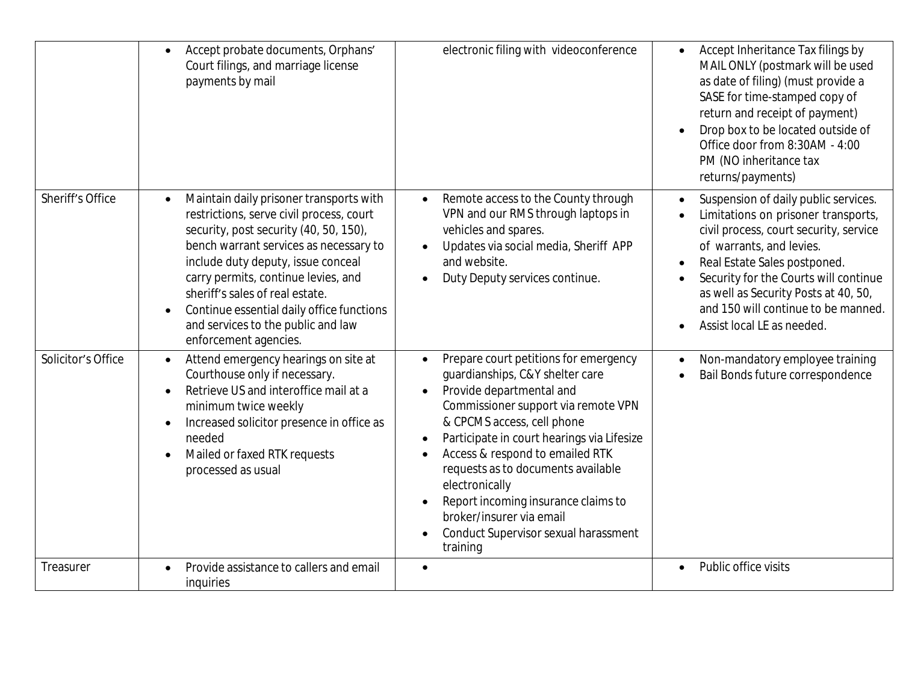| | | | |
|---|---|---|---|
| | • Accept probate documents, Orphans' Court filings, and marriage license payments by mail | electronic filing with videoconference | • Accept Inheritance Tax filings by MAIL ONLY (postmark will be used as date of filing) (must provide a SASE for time-stamped copy of return and receipt of payment)<br>• Drop box to be located outside of Office door from 8:30AM - 4:00 PM (NO inheritance tax returns/payments) |
| Sheriff's Office | • Maintain daily prisoner transports with restrictions, serve civil process, court security, post security (40, 50, 150), bench warrant services as necessary to include duty deputy, issue conceal carry permits, continue levies, and sheriff's sales of real estate.<br>• Continue essential daily office functions and services to the public and law enforcement agencies. | • Remote access to the County through VPN and our RMS through laptops in vehicles and spares.<br>• Updates via social media, Sheriff APP and website.<br>• Duty Deputy services continue. | • Suspension of daily public services.<br>• Limitations on prisoner transports, civil process, court security, service of warrants, and levies.<br>• Real Estate Sales postponed.<br>• Security for the Courts will continue as well as Security Posts at 40, 50, and 150 will continue to be manned.<br>• Assist local LE as needed. |
| Solicitor's Office | • Attend emergency hearings on site at Courthouse only if necessary.<br>• Retrieve US and interoffice mail at a minimum twice weekly<br>• Increased solicitor presence in office as needed<br>• Mailed or faxed RTK requests processed as usual | • Prepare court petitions for emergency guardianships, C&Y shelter care<br>• Provide departmental and Commissioner support via remote VPN & CPCMS access, cell phone<br>• Participate in court hearings via Lifesize<br>• Access & respond to emailed RTK requests as to documents available electronically<br>• Report incoming insurance claims to broker/insurer via email<br>• Conduct Supervisor sexual harassment training | • Non-mandatory employee training<br>• Bail Bonds future correspondence |
| Treasurer | • Provide assistance to callers and email inquiries | • | • Public office visits |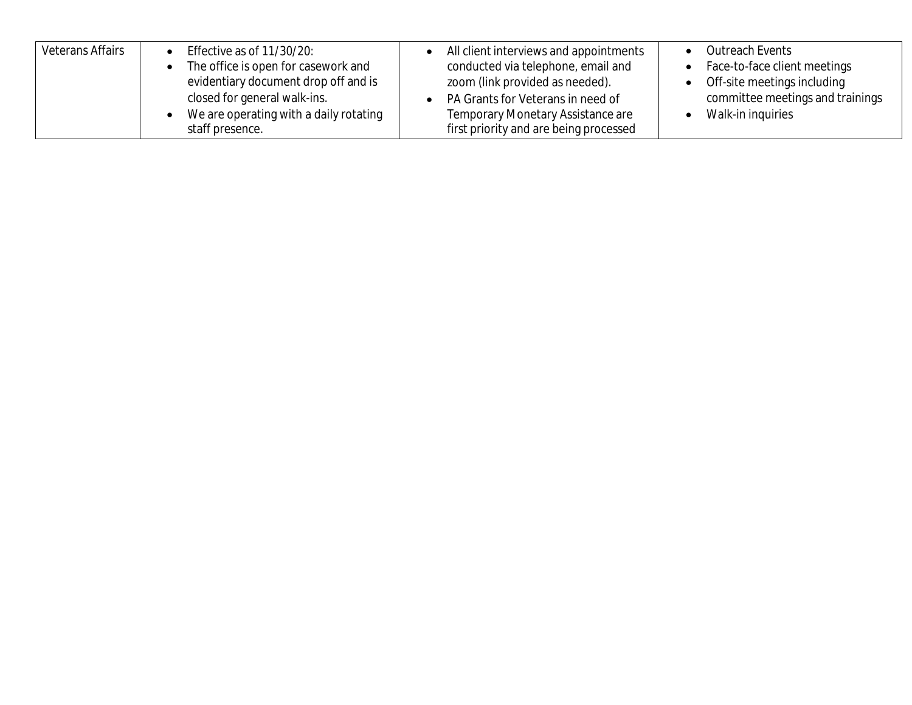| | | | |
|---|---|---|---|
| Veterans Affairs | • Effective as of 11/30/20:<br>• The office is open for casework and evidentiary document drop off and is closed for general walk-ins.<br>• We are operating with a daily rotating staff presence. | • All client interviews and appointments conducted via telephone, email and zoom (link provided as needed).<br>• PA Grants for Veterans in need of Temporary Monetary Assistance are first priority and are being processed | • Outreach Events<br>• Face-to-face client meetings<br>• Off-site meetings including committee meetings and trainings<br>• Walk-in inquiries |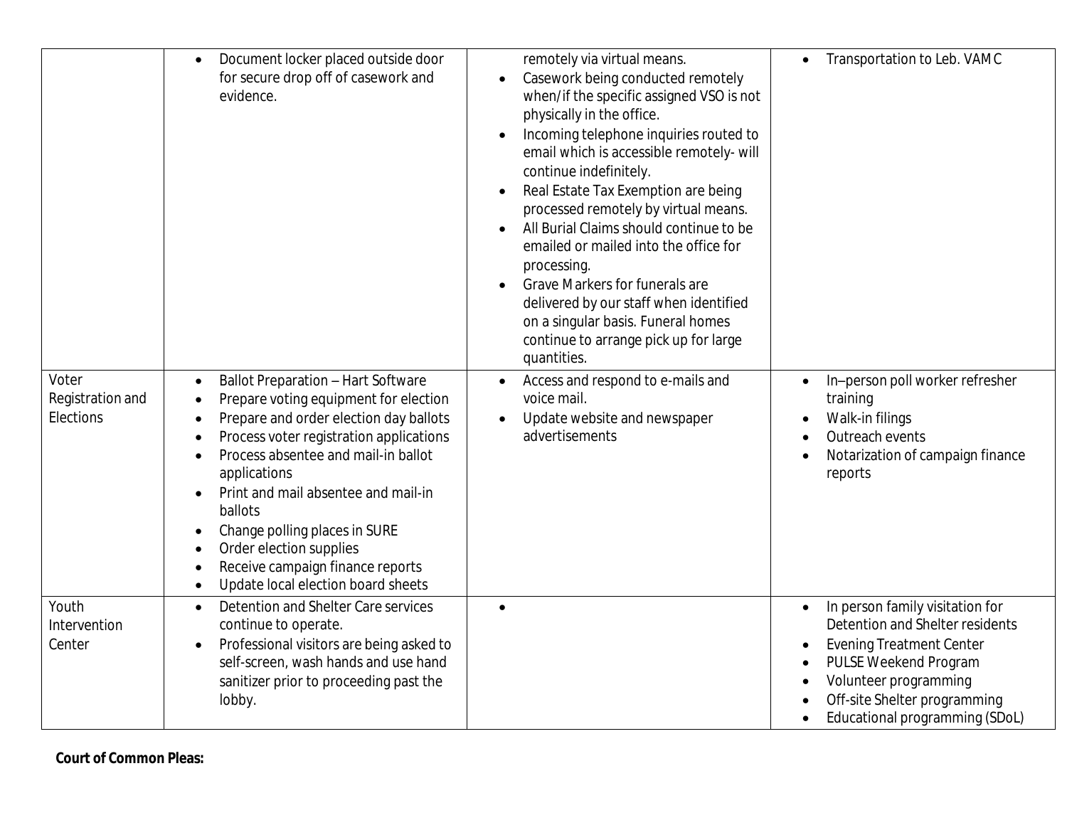| | | | |
|---|---|---|---|
| | • Document locker placed outside door for secure drop off of casework and evidence. | remotely via virtual means.<br>• Casework being conducted remotely when/if the specific assigned VSO is not physically in the office.<br>• Incoming telephone inquiries routed to email which is accessible remotely- will continue indefinitely.<br>• Real Estate Tax Exemption are being processed remotely by virtual means.<br>• All Burial Claims should continue to be emailed or mailed into the office for processing.<br>• Grave Markers for funerals are delivered by our staff when identified on a singular basis. Funeral homes continue to arrange pick up for large quantities. | • Transportation to Leb. VAMC |
| Voter Registration and Elections | • Ballot Preparation – Hart Software<br>• Prepare voting equipment for election<br>• Prepare and order election day ballots<br>• Process voter registration applications<br>• Process absentee and mail-in ballot applications<br>• Print and mail absentee and mail-in ballots<br>• Change polling places in SURE<br>• Order election supplies<br>• Receive campaign finance reports<br>• Update local election board sheets | • Access and respond to e-mails and voice mail.<br>• Update website and newspaper advertisements | • In–person poll worker refresher training<br>• Walk-in filings<br>• Outreach events<br>• Notarization of campaign finance reports |
| Youth Intervention Center | • Detention and Shelter Care services continue to operate.<br>• Professional visitors are being asked to self-screen, wash hands and use hand sanitizer prior to proceeding past the lobby. | • | • In person family visitation for Detention and Shelter residents<br>• Evening Treatment Center<br>• PULSE Weekend Program<br>• Volunteer programming<br>• Off-site Shelter programming<br>• Educational programming (SDoL) |

**Court of Common Pleas:**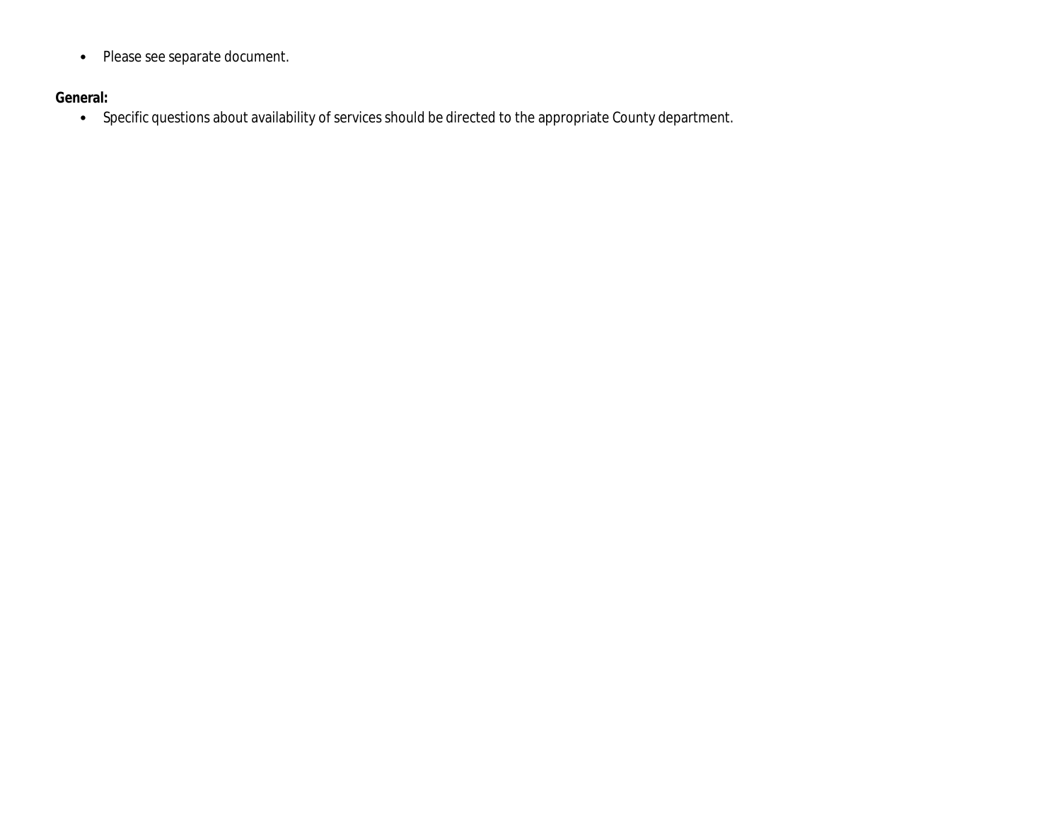- Please see separate document.

**General:**

- Specific questions about availability of services should be directed to the appropriate County department.